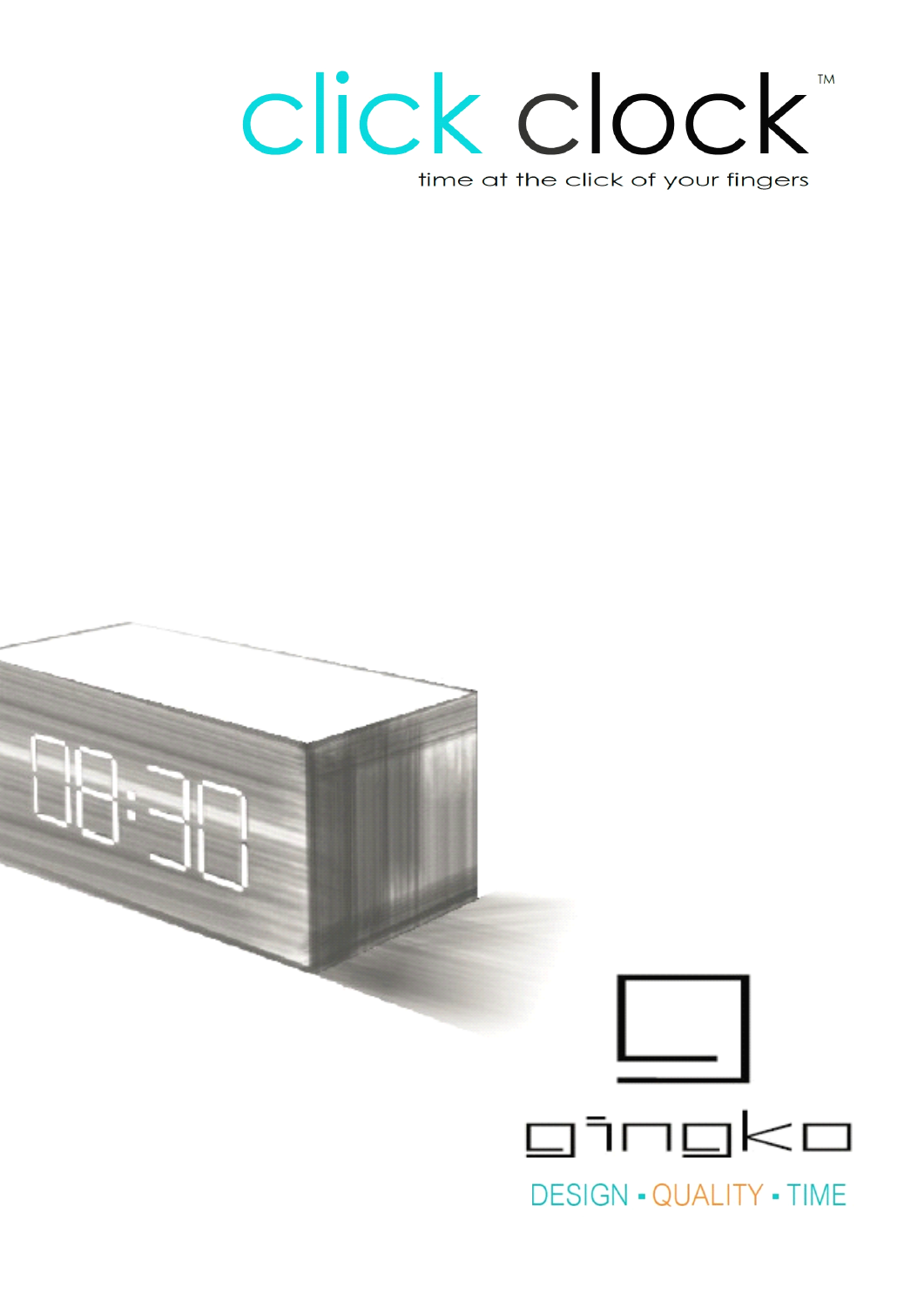# click clock™

time at the click of your fingers

gingko

DESIGN • QUALITY • TIME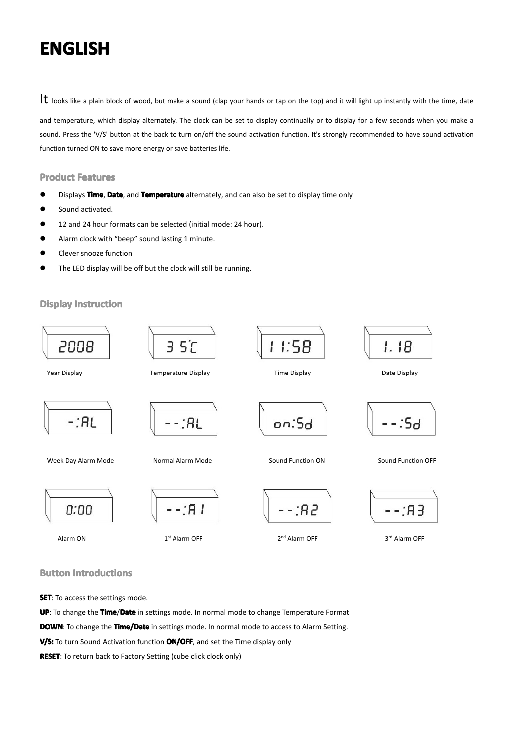# ENGLISH

It looks like a plain block of wood, but make a sound (clap your hands or tap on the top) and it will light up instantly with the time, date and temperature, which display alternately. The clock can be set to display continually or to display for a few seconds when you make a sound. Press the 'V/S' button at the back to turn on/off the sound activation function. It's strongly recommended to have sound activation function turned ON to save more energy or save batteries life.

### Product Features

- Displays **Time**, **Date**, and **Temperature** alternately, and can also be set to display time only
- Sound activated.
- 12 and 24 hour formats can be selected (initial mode: 24 hour).
- Alarm clock with "beep" sound lasting 1 minute.
- Clever snooze function
- The LED display will be off but the clock will still be running.

### Display Instruction

| Display | Description |
|---|---|
| 2008 | Year Display |
| 3 5˚C | Temperature Display |
| 11:58 | Time Display |
| 1. 18 | Date Display |
| -:AL | Week Day Alarm Mode |
| --:AL | Normal Alarm Mode |
| on:Sd | Sound Function ON |
| --:Sd | Sound Function OFF |
| 0:00 | Alarm ON |
| --:A1 | 1st Alarm OFF |
| --:A2 | 2nd Alarm OFF |
| --:A3 | 3rd Alarm OFF |

### Button Introductions

**SET**: To access the settings mode.

**UP**: To change the **Time**/**Date** in settings mode. In normal mode to change Temperature Format

**DOWN**: To change the **Time/Date** in settings mode. In normal mode to access to Alarm Setting.

**V/S:** To turn Sound Activation function **ON/OFF**, and set the Time display only

**RESET**: To return back to Factory Setting (cube click clock only)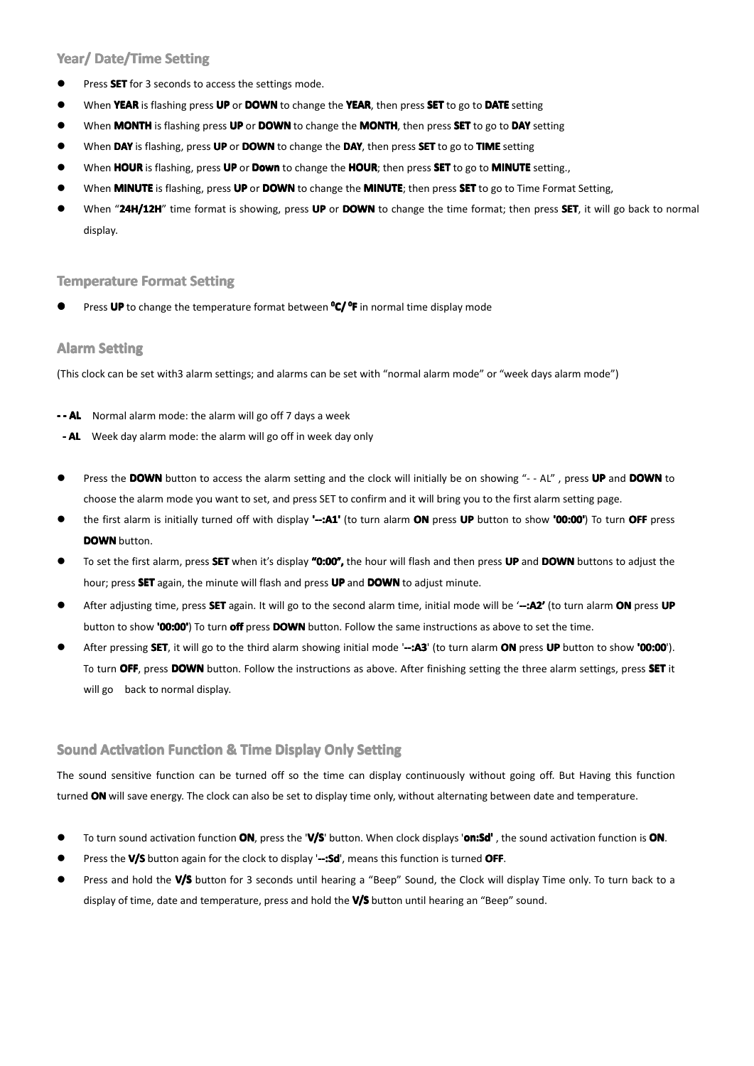## Year/ Date/Time Setting

- Press **SET** for 3 seconds to access the settings mode.
- When **YEAR** is flashing press **UP** or **DOWN** to change the **YEAR**, then press **SET** to go to **DATE** setting
- When **MONTH** is flashing press **UP** or **DOWN** to change the **MONTH**, then press **SET** to go to **DAY** setting
- When **DAY** is flashing, press **UP** or **DOWN** to change the **DAY**, then press **SET** to go to **TIME** setting
- When **HOUR** is flashing, press **UP** or **Down** to change the **HOUR**; then press **SET** to go to **MINUTE** setting.,
- When **MINUTE** is flashing, press **UP** or **DOWN** to change the **MINUTE**; then press **SET** to go to Time Format Setting,
- When "**24H/12H**" time format is showing, press **UP** or **DOWN** to change the time format; then press **SET**, it will go back to normal display.

## Temperature Format Setting

- Press **UP** to change the temperature format between **⁰C/ ⁰F** in normal time display mode

## Alarm Setting

(This clock can be set with3 alarm settings; and alarms can be set with "normal alarm mode" or "week days alarm mode")

**- - AL** Normal alarm mode: the alarm will go off 7 days a week

**- AL** Week day alarm mode: the alarm will go off in week day only

- Press the **DOWN** button to access the alarm setting and the clock will initially be on showing "- - AL" , press **UP** and **DOWN** to choose the alarm mode you want to set, and press SET to confirm and it will bring you to the first alarm setting page.
- the first alarm is initially turned off with display **'--:A1'** (to turn alarm **ON** press **UP** button to show **'00:00'**) To turn **OFF** press **DOWN** button.
- To set the first alarm, press **SET** when it's display **"0:00",** the hour will flash and then press **UP** and **DOWN** buttons to adjust the hour; press **SET** again, the minute will flash and press **UP** and **DOWN** to adjust minute.
- After adjusting time, press **SET** again. It will go to the second alarm time, initial mode will be '**--:A2'** (to turn alarm **ON** press **UP** button to show **'00:00'**) To turn **off** press **DOWN** button. Follow the same instructions as above to set the time.
- After pressing **SET**, it will go to the third alarm showing initial mode '**--:A3**' (to turn alarm **ON** press **UP** button to show **'00:00'**). To turn **OFF**, press **DOWN** button. Follow the instructions as above. After finishing setting the three alarm settings, press **SET** it will go back to normal display.

## Sound Activation Function & Time Display Only Setting

The sound sensitive function can be turned off so the time can display continuously without going off. But Having this function turned **ON** will save energy. The clock can also be set to display time only, without alternating between date and temperature.

- To turn sound activation function **ON**, press the '**V/S**' button. When clock displays '**on:Sd'** , the sound activation function is **ON**.
- Press the **V/S** button again for the clock to display '**--:Sd**', means this function is turned **OFF**.
- Press and hold the **V/S** button for 3 seconds until hearing a "Beep" Sound, the Clock will display Time only. To turn back to a display of time, date and temperature, press and hold the **V/S** button until hearing an "Beep" sound.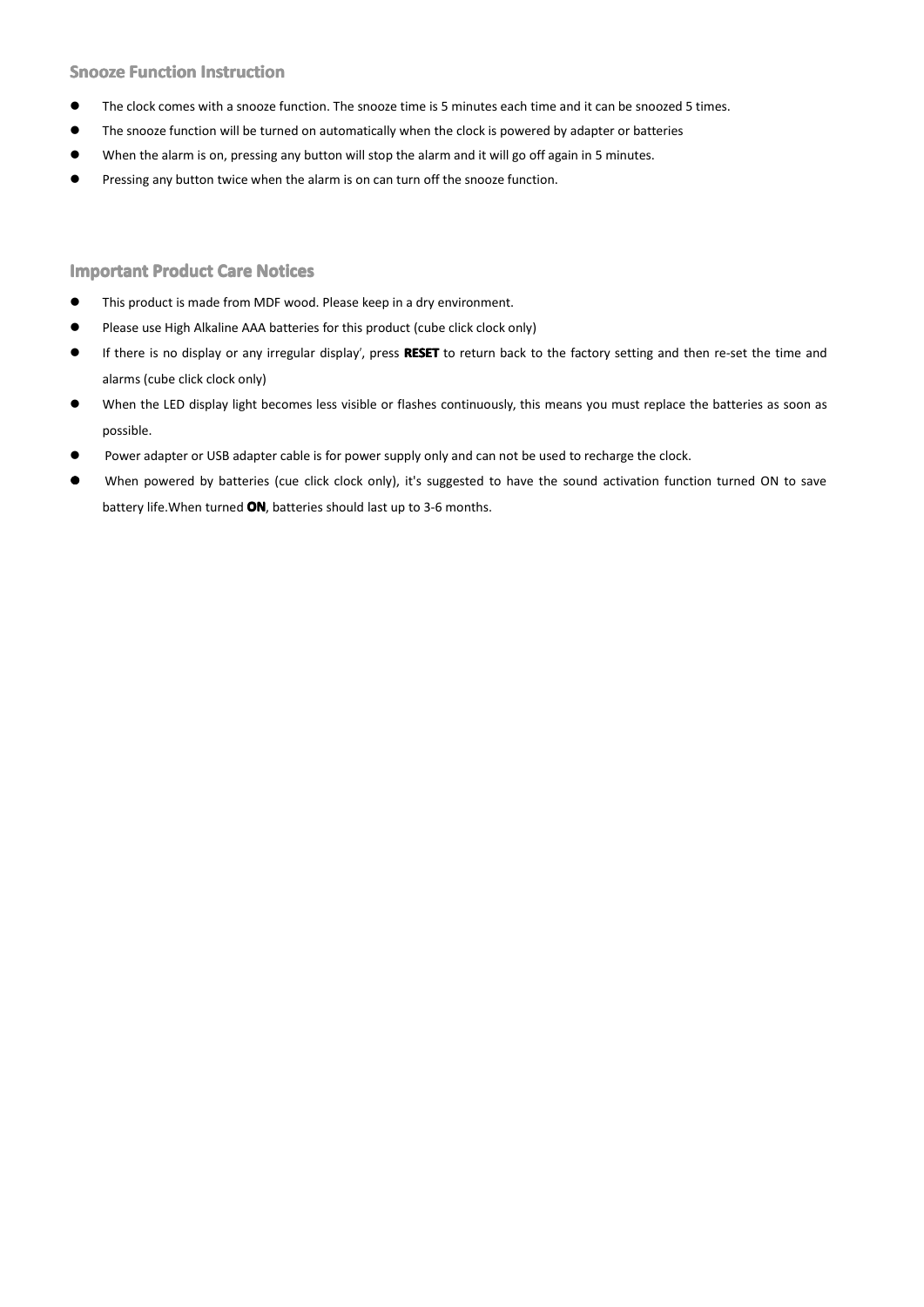## Snooze Function Instruction

- The clock comes with a snooze function. The snooze time is 5 minutes each time and it can be snoozed 5 times.
- The snooze function will be turned on automatically when the clock is powered by adapter or batteries
- When the alarm is on, pressing any button will stop the alarm and it will go off again in 5 minutes.
- Pressing any button twice when the alarm is on can turn off the snooze function.

## Important Product Care Notices

- This product is made from MDF wood. Please keep in a dry environment.
- Please use High Alkaline AAA batteries for this product (cube click clock only)
- If there is no display or any irregular display', press **RESET** to return back to the factory setting and then re-set the time and alarms (cube click clock only)
- When the LED display light becomes less visible or flashes continuously, this means you must replace the batteries as soon as possible.
- Power adapter or USB adapter cable is for power supply only and can not be used to recharge the clock.
- When powered by batteries (cue click clock only), it's suggested to have the sound activation function turned ON to save battery life.When turned **ON**, batteries should last up to 3-6 months.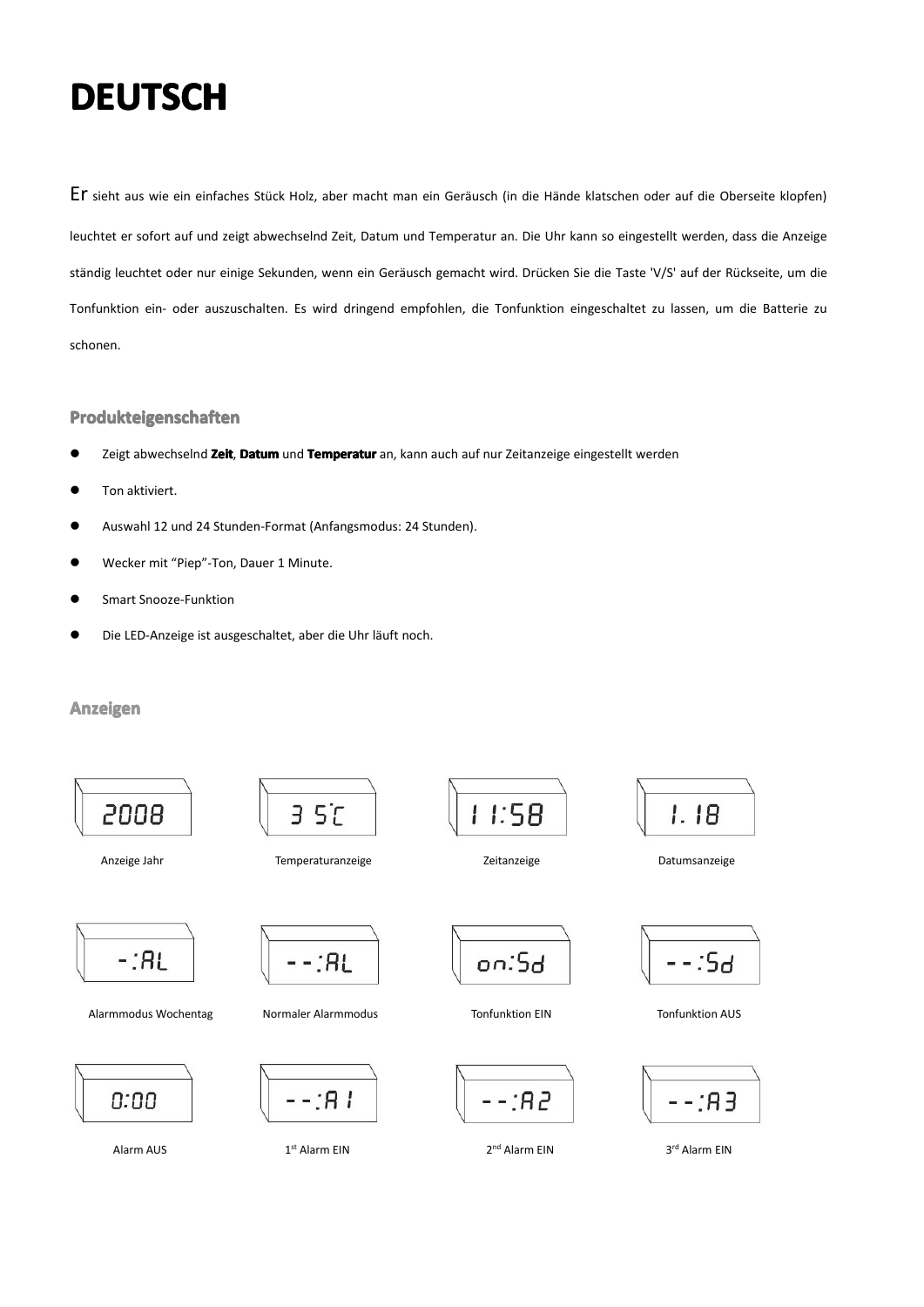# DEUTSCH

Er sieht aus wie ein einfaches Stück Holz, aber macht man ein Geräusch (in die Hände klatschen oder auf die Oberseite klopfen) leuchtet er sofort auf und zeigt abwechselnd Zeit, Datum und Temperatur an. Die Uhr kann so eingestellt werden, dass die Anzeige ständig leuchtet oder nur einige Sekunden, wenn ein Geräusch gemacht wird. Drücken Sie die Taste 'V/S' auf der Rückseite, um die Tonfunktion ein- oder auszuschalten. Es wird dringend empfohlen, die Tonfunktion eingeschaltet zu lassen, um die Batterie zu schonen.

### Produkteigenschaften

- Zeigt abwechselnd **Zeit**, **Datum** und **Temperatur** an, kann auch auf nur Zeitanzeige eingestellt werden
- Ton aktiviert.
- Auswahl 12 und 24 Stunden-Format (Anfangsmodus: 24 Stunden).
- Wecker mit "Piep"-Ton, Dauer 1 Minute.
- Smart Snooze-Funktion
- Die LED-Anzeige ist ausgeschaltet, aber die Uhr läuft noch.

### Anzeigen

| 2008 | 3 5°C | 11:58 | 1.18 |
|---|---|---|---|
| Anzeige Jahr | Temperaturanzeige | Zeitanzeige | Datumsanzeige |
| -:AL | --:AL | on:Sd | --:Sd |
| Alarmmodus Wochentag | Normaler Alarmmodus | Tonfunktion EIN | Tonfunktion AUS |
| 0:00 | --:A1 | --:A2 | --:A3 |
| Alarm AUS | 1st Alarm EIN | 2nd Alarm EIN | 3rd Alarm EIN |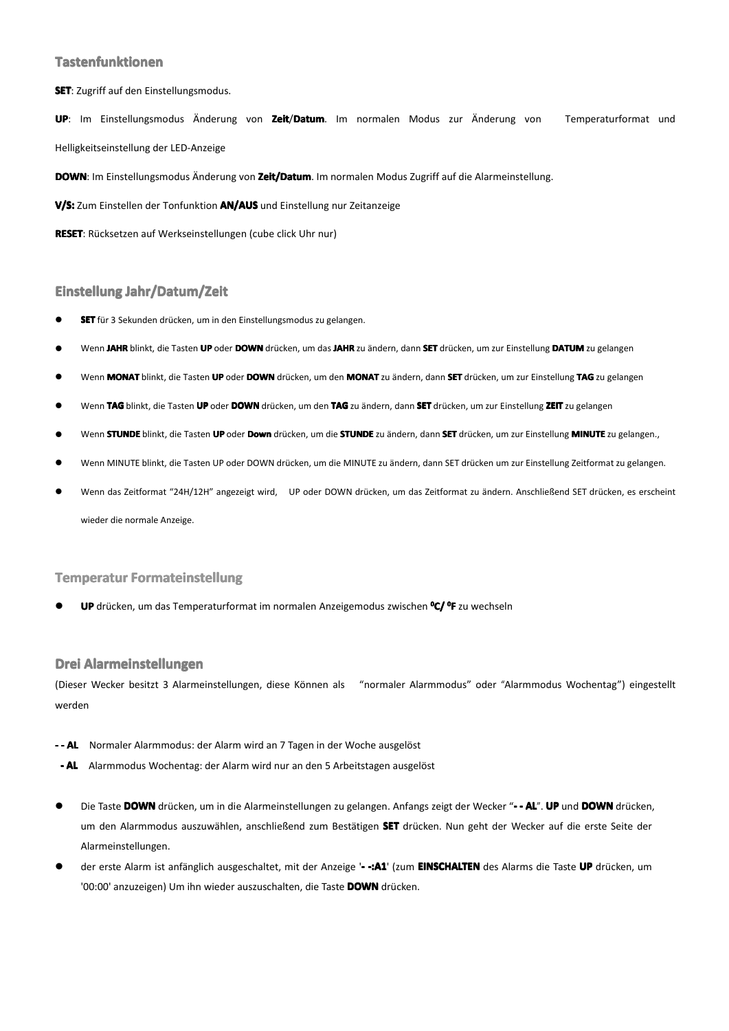## Tastenfunktionen

**SET**: Zugriff auf den Einstellungsmodus.

**UP**: Im Einstellungsmodus Änderung von **Zeit**/**Datum**. Im normalen Modus zur Änderung von Temperaturformat und Helligkeitseinstellung der LED-Anzeige

**DOWN**: Im Einstellungsmodus Änderung von **Zeit/Datum**. Im normalen Modus Zugriff auf die Alarmeinstellung.

**V/S:** Zum Einstellen der Tonfunktion **AN/AUS** und Einstellung nur Zeitanzeige

**RESET**: Rücksetzen auf Werkseinstellungen (cube click Uhr nur)

## Einstellung Jahr/Datum/Zeit

- **SET** für 3 Sekunden drücken, um in den Einstellungsmodus zu gelangen.
- Wenn **JAHR** blinkt, die Tasten **UP** oder **DOWN** drücken, um das **JAHR** zu ändern, dann **SET** drücken, um zur Einstellung **DATUM** zu gelangen
- Wenn **MONAT** blinkt, die Tasten **UP** oder **DOWN** drücken, um den **MONAT** zu ändern, dann **SET** drücken, um zur Einstellung **TAG** zu gelangen
- Wenn **TAG** blinkt, die Tasten **UP** oder **DOWN** drücken, um den **TAG** zu ändern, dann **SET** drücken, um zur Einstellung **ZEIT** zu gelangen
- Wenn **STUNDE** blinkt, die Tasten **UP** oder **Down** drücken, um die **STUNDE** zu ändern, dann **SET** drücken, um zur Einstellung **MINUTE** zu gelangen.,
- Wenn MINUTE blinkt, die Tasten UP oder DOWN drücken, um die MINUTE zu ändern, dann SET drücken um zur Einstellung Zeitformat zu gelangen.
- Wenn das Zeitformat “24H/12H” angezeigt wird, UP oder DOWN drücken, um das Zeitformat zu ändern. Anschließend SET drücken, es erscheint wieder die normale Anzeige.

## Temperatur Formateinstellung

- **UP** drücken, um das Temperaturformat im normalen Anzeigemodus zwischen **⁰C/ ⁰F** zu wechseln

## Drei Alarmeinstellungen

(Dieser Wecker besitzt 3 Alarmeinstellungen, diese Können als “normaler Alarmmodus” oder “Alarmmodus Wochentag”) eingestellt werden

**- - AL** Normaler Alarmmodus: der Alarm wird an 7 Tagen in der Woche ausgelöst

**- AL** Alarmmodus Wochentag: der Alarm wird nur an den 5 Arbeitstagen ausgelöst

- Die Taste **DOWN** drücken, um in die Alarmeinstellungen zu gelangen. Anfangs zeigt der Wecker “**- - AL**”. **UP** und **DOWN** drücken, um den Alarmmodus auszuwählen, anschließend zum Bestätigen **SET** drücken. Nun geht der Wecker auf die erste Seite der Alarmeinstellungen.
- der erste Alarm ist anfänglich ausgeschaltet, mit der Anzeige '**- -:A1**' (zum **EINSCHALTEN** des Alarms die Taste **UP** drücken, um '00:00' anzuzeigen) Um ihn wieder auszuschalten, die Taste **DOWN** drücken.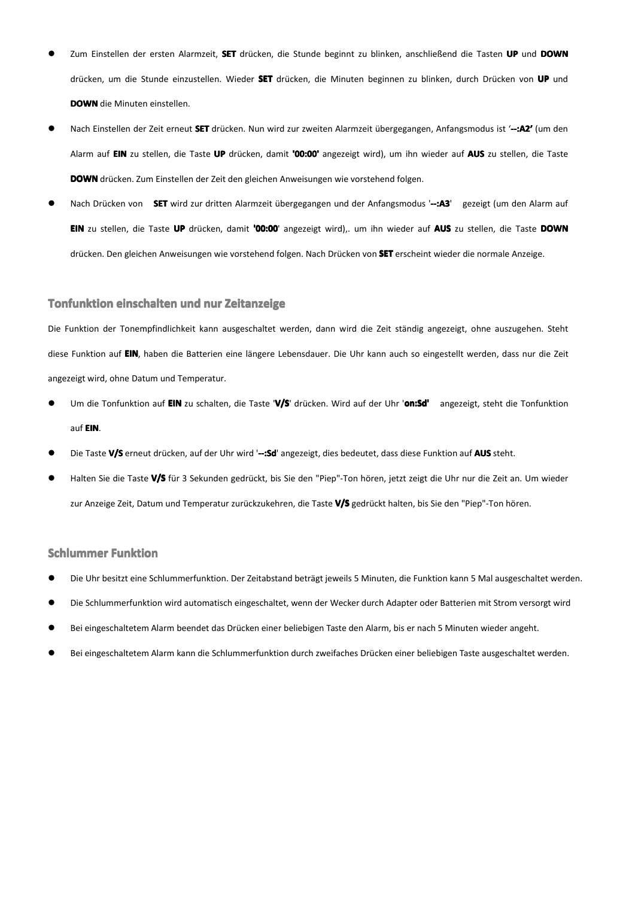- Zum Einstellen der ersten Alarmzeit, **SET** drücken, die Stunde beginnt zu blinken, anschließend die Tasten **UP** und **DOWN** drücken, um die Stunde einzustellen. Wieder **SET** drücken, die Minuten beginnen zu blinken, durch Drücken von **UP** und **DOWN** die Minuten einstellen.
- Nach Einstellen der Zeit erneut **SET** drücken. Nun wird zur zweiten Alarmzeit übergegangen, Anfangsmodus ist '**--:A2'** (um den Alarm auf **EIN** zu stellen, die Taste **UP** drücken, damit **'00:00'** angezeigt wird), um ihn wieder auf **AUS** zu stellen, die Taste **DOWN** drücken. Zum Einstellen der Zeit den gleichen Anweisungen wie vorstehend folgen.
- Nach Drücken von **SET** wird zur dritten Alarmzeit übergegangen und der Anfangsmodus '**--:A3**' gezeigt (um den Alarm auf **EIN** zu stellen, die Taste **UP** drücken, damit **'00:00**' angezeigt wird),. um ihn wieder auf **AUS** zu stellen, die Taste **DOWN** drücken. Den gleichen Anweisungen wie vorstehend folgen. Nach Drücken von **SET** erscheint wieder die normale Anzeige.

## Tonfunktion einschalten und nur Zeitanzeige

Die Funktion der Tonempfindlichkeit kann ausgeschaltet werden, dann wird die Zeit ständig angezeigt, ohne auszugehen. Steht diese Funktion auf **EIN**, haben die Batterien eine längere Lebensdauer. Die Uhr kann auch so eingestellt werden, dass nur die Zeit angezeigt wird, ohne Datum und Temperatur.

- Um die Tonfunktion auf **EIN** zu schalten, die Taste '**V/S**' drücken. Wird auf der Uhr '**on:Sd'** angezeigt, steht die Tonfunktion auf **EIN**.
- Die Taste **V/S** erneut drücken, auf der Uhr wird '**--:Sd**' angezeigt, dies bedeutet, dass diese Funktion auf **AUS** steht.
- Halten Sie die Taste **V/S** für 3 Sekunden gedrückt, bis Sie den "Piep"-Ton hören, jetzt zeigt die Uhr nur die Zeit an. Um wieder zur Anzeige Zeit, Datum und Temperatur zurückzukehren, die Taste **V/S** gedrückt halten, bis Sie den "Piep"-Ton hören.

## Schlummer Funktion

- Die Uhr besitzt eine Schlummerfunktion. Der Zeitabstand beträgt jeweils 5 Minuten, die Funktion kann 5 Mal ausgeschaltet werden.
- Die Schlummerfunktion wird automatisch eingeschaltet, wenn der Wecker durch Adapter oder Batterien mit Strom versorgt wird
- Bei eingeschaltetem Alarm beendet das Drücken einer beliebigen Taste den Alarm, bis er nach 5 Minuten wieder angeht.
- Bei eingeschaltetem Alarm kann die Schlummerfunktion durch zweifaches Drücken einer beliebigen Taste ausgeschaltet werden.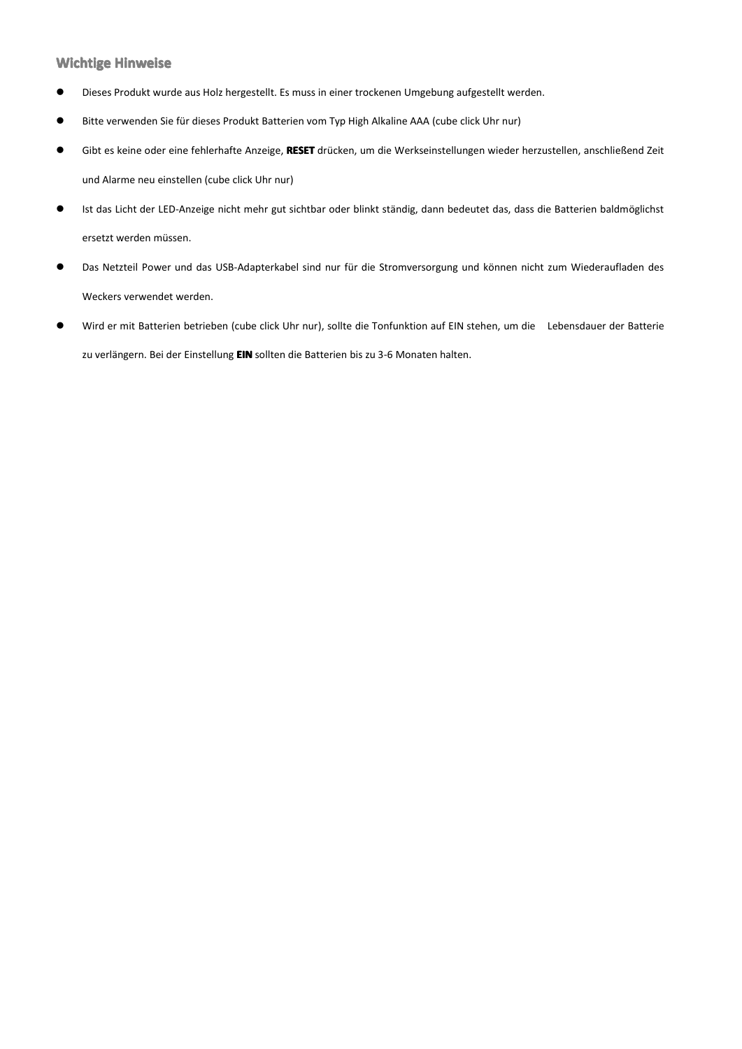## Wichtige Hinweise

- Dieses Produkt wurde aus Holz hergestellt. Es muss in einer trockenen Umgebung aufgestellt werden.
- Bitte verwenden Sie für dieses Produkt Batterien vom Typ High Alkaline AAA (cube click Uhr nur)
- Gibt es keine oder eine fehlerhafte Anzeige, **RESET** drücken, um die Werkseinstellungen wieder herzustellen, anschließend Zeit und Alarme neu einstellen (cube click Uhr nur)
- Ist das Licht der LED-Anzeige nicht mehr gut sichtbar oder blinkt ständig, dann bedeutet das, dass die Batterien baldmöglichst ersetzt werden müssen.
- Das Netzteil Power und das USB-Adapterkabel sind nur für die Stromversorgung und können nicht zum Wiederaufladen des Weckers verwendet werden.
- Wird er mit Batterien betrieben (cube click Uhr nur), sollte die Tonfunktion auf EIN stehen, um die Lebensdauer der Batterie zu verlängern. Bei der Einstellung **EIN** sollten die Batterien bis zu 3-6 Monaten halten.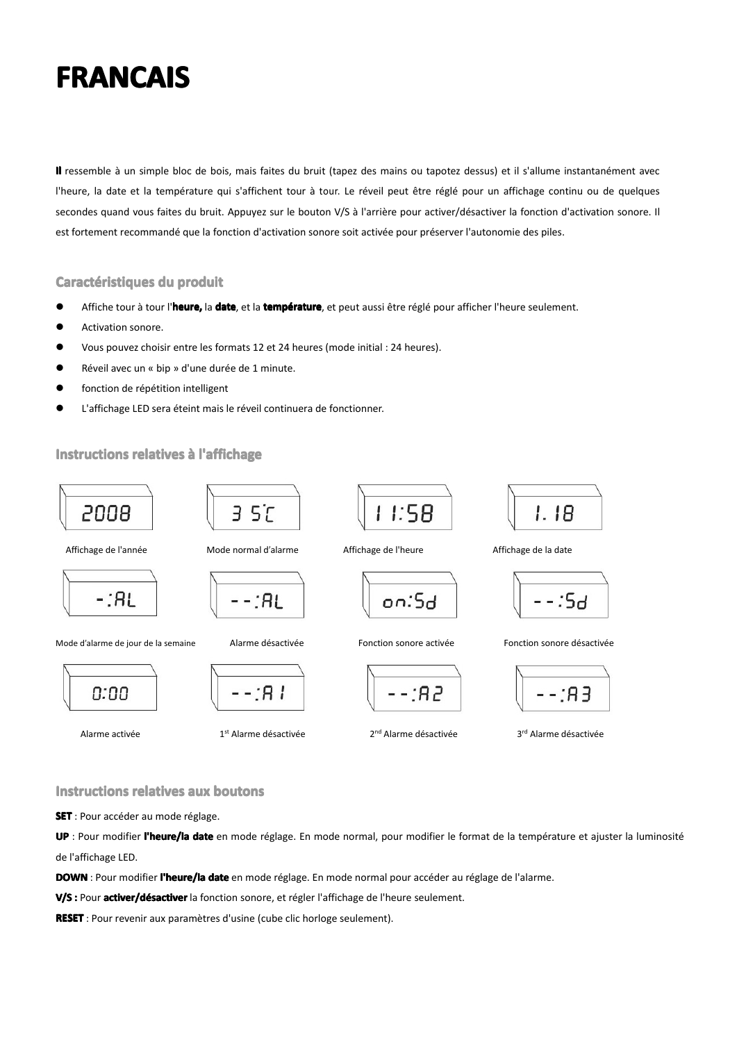# FRANCAIS

**Il** ressemble à un simple bloc de bois, mais faites du bruit (tapez des mains ou tapotez dessus) et il s'allume instantanément avec l'heure, la date et la température qui s'affichent tour à tour. Le réveil peut être réglé pour un affichage continu ou de quelques secondes quand vous faites du bruit. Appuyez sur le bouton V/S à l'arrière pour activer/désactiver la fonction d'activation sonore. Il est fortement recommandé que la fonction d'activation sonore soit activée pour préserver l'autonomie des piles.

## Caractéristiques du produit

- Affiche tour à tour l'**heure,** la **date**, et la **température**, et peut aussi être réglé pour afficher l'heure seulement.
- Activation sonore.
- Vous pouvez choisir entre les formats 12 et 24 heures (mode initial : 24 heures).
- Réveil avec un « bip » d'une durée de 1 minute.
- fonction de répétition intelligent
- L'affichage LED sera éteint mais le réveil continuera de fonctionner.

## Instructions relatives à l'affichage

| 2008 | 3 5°C | 11:58 | 1. 18 |
|---|---|---|---|
| Affichage de l'année | Mode normal d'alarme | Affichage de l'heure | Affichage de la date |
| -:AL | --:AL | on:Sd | --:Sd |
| Mode d'alarme de jour de la semaine | Alarme désactivée | Fonction sonore activée | Fonction sonore désactivée |
| 0:00 | --:A1 | --:A2 | --:A3 |
| Alarme activée | 1st Alarme désactivée | 2nd Alarme désactivée | 3rd Alarme désactivée |

## Instructions relatives aux boutons

**SET** : Pour accéder au mode réglage.

**UP** : Pour modifier **l'heure/la date** en mode réglage. En mode normal, pour modifier le format de la température et ajuster la luminosité de l'affichage LED.

**DOWN** : Pour modifier **l'heure/la date** en mode réglage. En mode normal pour accéder au réglage de l'alarme.

**V/S :** Pour **activer/désactiver** la fonction sonore, et régler l'affichage de l'heure seulement.

**RESET** : Pour revenir aux paramètres d'usine (cube clic horloge seulement).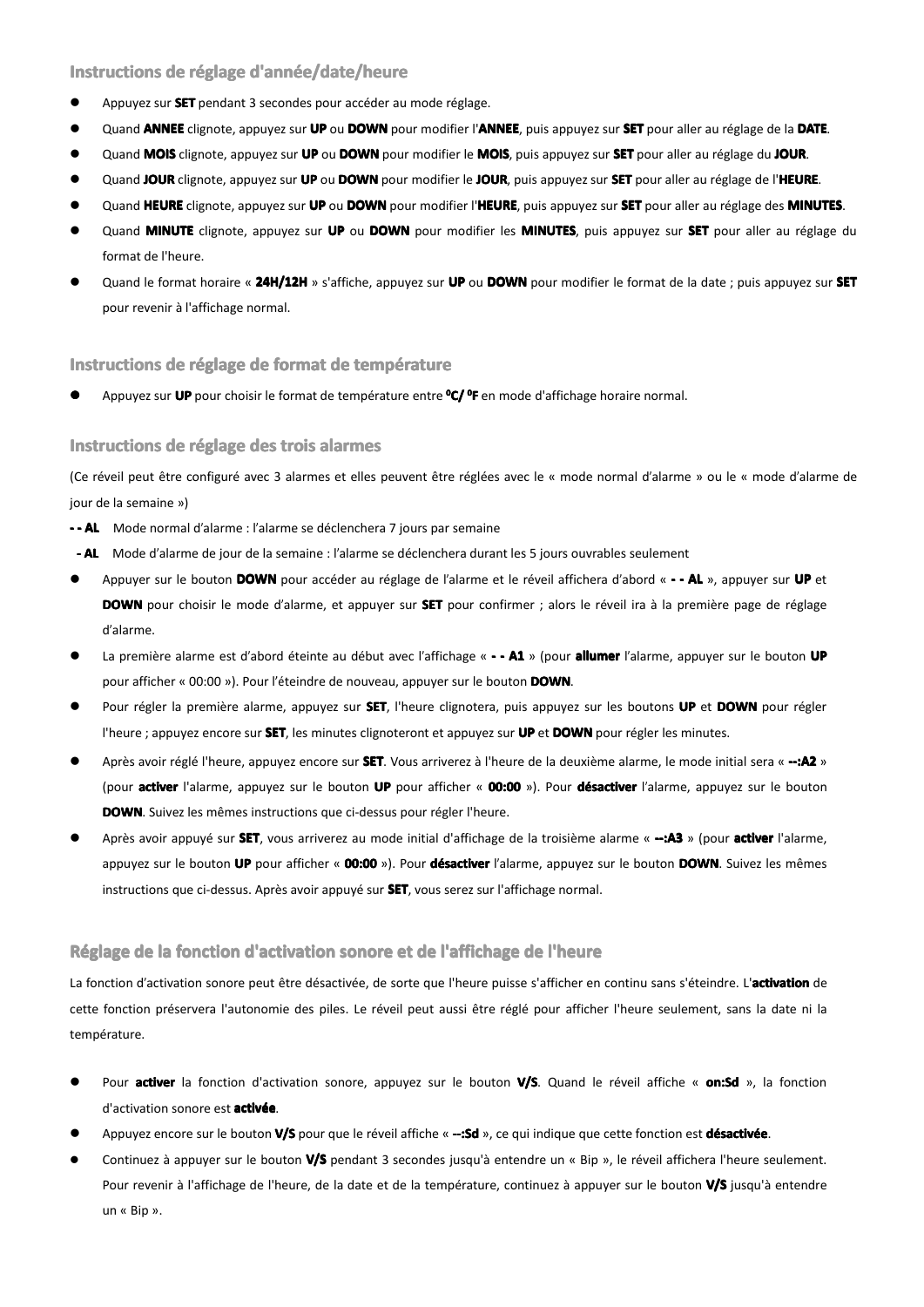## Instructions de réglage d'année/date/heure

- Appuyez sur **SET** pendant 3 secondes pour accéder au mode réglage.
- Quand **ANNEE** clignote, appuyez sur **UP** ou **DOWN** pour modifier l'**ANNEE**, puis appuyez sur **SET** pour aller au réglage de la **DATE**.
- Quand **MOIS** clignote, appuyez sur **UP** ou **DOWN** pour modifier le **MOIS**, puis appuyez sur **SET** pour aller au réglage du **JOUR**.
- Quand **JOUR** clignote, appuyez sur **UP** ou **DOWN** pour modifier le **JOUR**, puis appuyez sur **SET** pour aller au réglage de l'**HEURE**.
- Quand **HEURE** clignote, appuyez sur **UP** ou **DOWN** pour modifier l'**HEURE**, puis appuyez sur **SET** pour aller au réglage des **MINUTES**.
- Quand **MINUTE** clignote, appuyez sur **UP** ou **DOWN** pour modifier les **MINUTES**, puis appuyez sur **SET** pour aller au réglage du format de l'heure.
- Quand le format horaire « **24H/12H** » s'affiche, appuyez sur **UP** ou **DOWN** pour modifier le format de la date ; puis appuyez sur **SET** pour revenir à l'affichage normal.

## Instructions de réglage de format de température

- Appuyez sur **UP** pour choisir le format de température entre **⁰C/ ⁰F** en mode d'affichage horaire normal.

## Instructions de réglage des trois alarmes

(Ce réveil peut être configuré avec 3 alarmes et elles peuvent être réglées avec le « mode normal d'alarme » ou le « mode d'alarme de jour de la semaine »)

**- - AL** Mode normal d'alarme : l'alarme se déclenchera 7 jours par semaine

**- AL** Mode d'alarme de jour de la semaine : l'alarme se déclenchera durant les 5 jours ouvrables seulement

- Appuyer sur le bouton **DOWN** pour accéder au réglage de l'alarme et le réveil affichera d'abord « **- - AL** », appuyer sur **UP** et **DOWN** pour choisir le mode d'alarme, et appuyer sur **SET** pour confirmer ; alors le réveil ira à la première page de réglage d'alarme.
- La première alarme est d'abord éteinte au début avec l'affichage « **- - A1** » (pour **allumer** l'alarme, appuyer sur le bouton **UP** pour afficher « 00:00 »). Pour l'éteindre de nouveau, appuyer sur le bouton **DOWN**.
- Pour régler la première alarme, appuyez sur **SET**, l'heure clignotera, puis appuyez sur les boutons **UP** et **DOWN** pour régler l'heure ; appuyez encore sur **SET**, les minutes clignoteront et appuyez sur **UP** et **DOWN** pour régler les minutes.
- Après avoir réglé l'heure, appuyez encore sur **SET**. Vous arriverez à l'heure de la deuxième alarme, le mode initial sera « **--:A2** » (pour **activer** l'alarme, appuyez sur le bouton **UP** pour afficher « **00:00** »). Pour **désactiver** l'alarme, appuyez sur le bouton **DOWN**. Suivez les mêmes instructions que ci-dessus pour régler l'heure.
- Après avoir appuyé sur **SET**, vous arriverez au mode initial d'affichage de la troisième alarme « **--:A3** » (pour **activer** l'alarme, appuyez sur le bouton **UP** pour afficher « **00:00** »). Pour **désactiver** l'alarme, appuyez sur le bouton **DOWN**. Suivez les mêmes instructions que ci-dessus. Après avoir appuyé sur **SET**, vous serez sur l'affichage normal.

## Réglage de la fonction d'activation sonore et de l'affichage de l'heure

La fonction d'activation sonore peut être désactivée, de sorte que l'heure puisse s'afficher en continu sans s'éteindre. L'**activation** de cette fonction préservera l'autonomie des piles. Le réveil peut aussi être réglé pour afficher l'heure seulement, sans la date ni la température.

- Pour **activer** la fonction d'activation sonore, appuyez sur le bouton **V/S**. Quand le réveil affiche « **on:Sd** », la fonction d'activation sonore est **activée**.
- Appuyez encore sur le bouton **V/S** pour que le réveil affiche « **--:Sd** », ce qui indique que cette fonction est **désactivée**.
- Continuez à appuyer sur le bouton **V/S** pendant 3 secondes jusqu'à entendre un « Bip », le réveil affichera l'heure seulement. Pour revenir à l'affichage de l'heure, de la date et de la température, continuez à appuyer sur le bouton **V/S** jusqu'à entendre un « Bip ».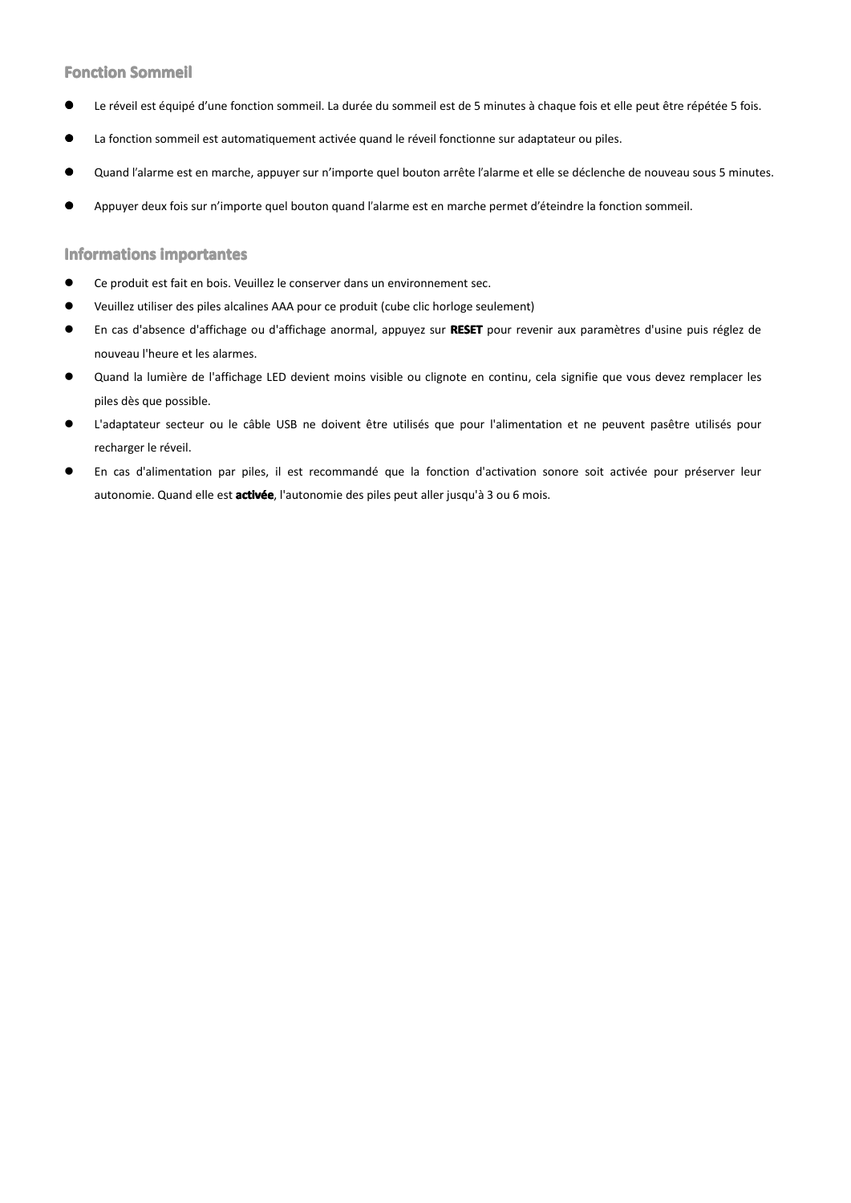## Fonction Sommeil

- Le réveil est équipé d'une fonction sommeil. La durée du sommeil est de 5 minutes à chaque fois et elle peut être répétée 5 fois.
- La fonction sommeil est automatiquement activée quand le réveil fonctionne sur adaptateur ou piles.
- Quand l'alarme est en marche, appuyer sur n'importe quel bouton arrête l'alarme et elle se déclenche de nouveau sous 5 minutes.
- Appuyer deux fois sur n'importe quel bouton quand l'alarme est en marche permet d'éteindre la fonction sommeil.

## Informations importantes

- Ce produit est fait en bois. Veuillez le conserver dans un environnement sec.
- Veuillez utiliser des piles alcalines AAA pour ce produit (cube clic horloge seulement)
- En cas d'absence d'affichage ou d'affichage anormal, appuyez sur **RESET** pour revenir aux paramètres d'usine puis réglez de nouveau l'heure et les alarmes.
- Quand la lumière de l'affichage LED devient moins visible ou clignote en continu, cela signifie que vous devez remplacer les piles dès que possible.
- L'adaptateur secteur ou le câble USB ne doivent être utilisés que pour l'alimentation et ne peuvent pasêtre utilisés pour recharger le réveil.
- En cas d'alimentation par piles, il est recommandé que la fonction d'activation sonore soit activée pour préserver leur autonomie. Quand elle est **activée**, l'autonomie des piles peut aller jusqu'à 3 ou 6 mois.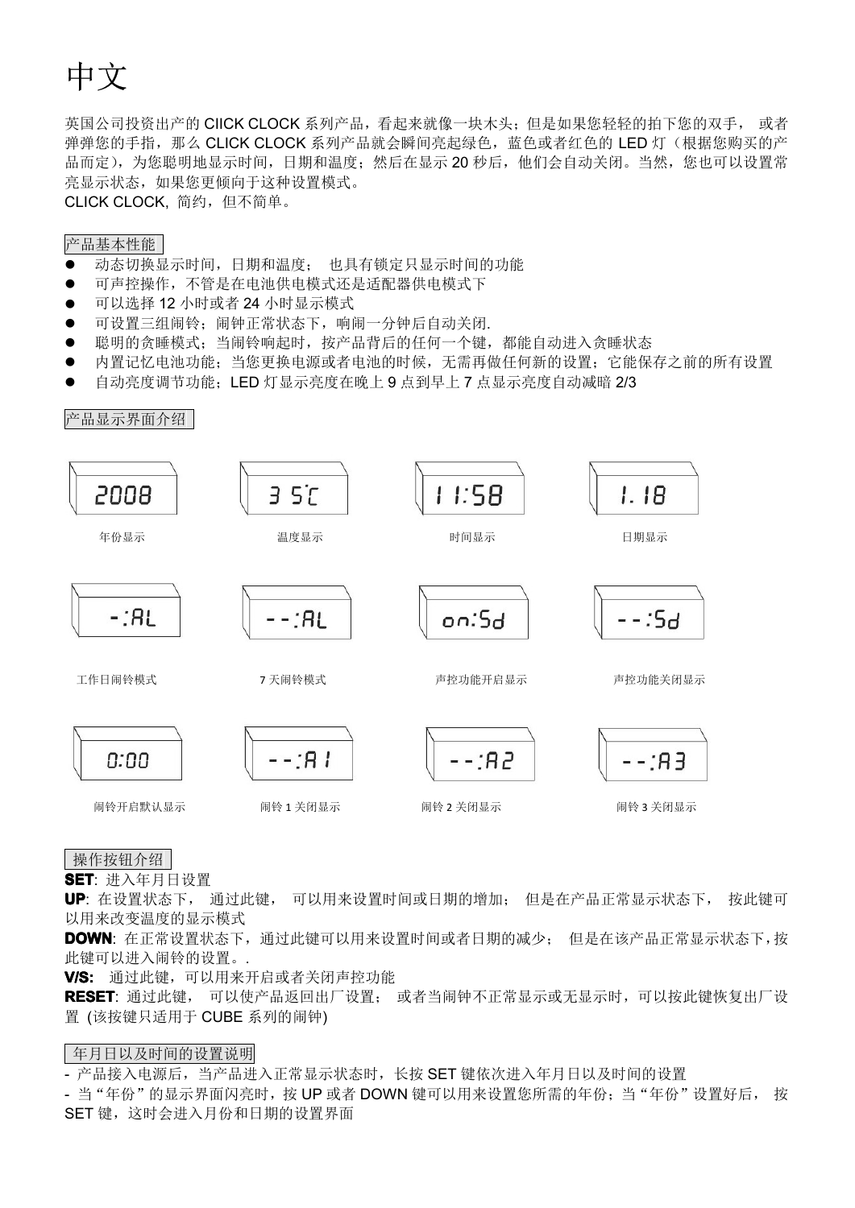# 中文

英国公司投资出产的 CIICK CLOCK 系列产品，看起来就像一块木头；但是如果您轻轻的拍下您的双手， 或者弹弹您的手指，那么 CLICK CLOCK 系列产品就会瞬间亮起绿色，蓝色或者红色的 LED 灯（根据您购买的产品而定），为您聪明地显示时间，日期和温度；然后在显示 20 秒后，他们会自动关闭。当然，您也可以设置常亮显示状态，如果您更倾向于这种设置模式。
CLICK CLOCK, 简约，但不简单。

## 产品基本性能

- 动态切换显示时间，日期和温度； 也具有锁定只显示时间的功能
- 可声控操作，不管是在电池供电模式还是适配器供电模式下
- 可以选择 12 小时或者 24 小时显示模式
- 可设置三组闹铃；闹钟正常状态下，响闹一分钟后自动关闭.
- 聪明的贪睡模式；当闹铃响起时，按产品背后的任何一个键，都能自动进入贪睡状态
- 内置记忆电池功能；当您更换电源或者电池的时候，无需再做任何新的设置；它能保存之前的所有设置
- 自动亮度调节功能；LED 灯显示亮度在晚上 9 点到早上 7 点显示亮度自动减暗 2/3

## 产品显示界面介绍

| 2008 | 3 5˚C | 11:58 | 1. 18 |
|---|---|---|---|
| 年份显示 | 温度显示 | 时间显示 | 日期显示 |
| -:AL | --:AL | on:Sd | --:Sd |
| 工作日闹铃模式 | 7 天闹铃模式 | 声控功能开启显示 | 声控功能关闭显示 |
| 0:00 | --:A1 | --:A2 | --:A3 |
| 闹铃开启默认显示 | 闹铃 1 关闭显示 | 闹铃 2 关闭显示 | 闹铃 3 关闭显示 |

## 操作按钮介绍

**SET**: 进入年月日设置

**UP**: 在设置状态下， 通过此键， 可以用来设置时间或日期的增加； 但是在产品正常显示状态下， 按此键可以用来改变温度的显示模式

**DOWN**: 在正常设置状态下，通过此键可以用来设置时间或者日期的减少； 但是在该产品正常显示状态下，按此键可以进入闹铃的设置。.

**V/S:** 通过此键，可以用来开启或者关闭声控功能

**RESET**: 通过此键， 可以使产品返回出厂设置； 或者当闹钟不正常显示或无显示时，可以按此键恢复出厂设置 (该按键只适用于 CUBE 系列的闹钟)

## 年月日以及时间的设置说明

- 产品接入电源后，当产品进入正常显示状态时，长按 SET 键依次进入年月日以及时间的设置
- 当“年份”的显示界面闪亮时，按 UP 或者 DOWN 键可以用来设置您所需的年份；当“年份”设置好后， 按 SET 键，这时会进入月份和日期的设置界面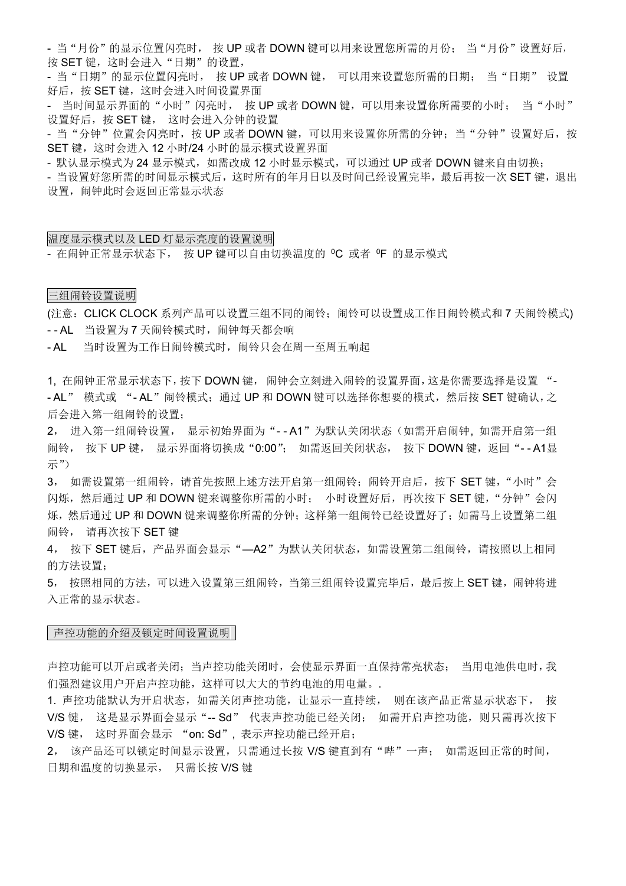- 当“月份”的显示位置闪亮时， 按 UP 或者 DOWN 键可以用来设置您所需的月份； 当“月份”设置好后，按 SET 键，这时会进入“日期”的设置，
- 当“日期”的显示位置闪亮时， 按 UP 或者 DOWN 键， 可以用来设置您所需的日期； 当“日期” 设置好后，按 SET 键，这时会进入时间设置界面
- 当时间显示界面的“小时”闪亮时， 按 UP 或者 DOWN 键，可以用来设置你所需要的小时； 当“小时”设置好后，按 SET 键， 这时会进入分钟的设置
- 当“分钟”位置会闪亮时，按 UP 或者 DOWN 键，可以用来设置你所需的分钟；当“分钟”设置好后，按 SET 键，这时会进入 12 小时/24 小时的显示模式设置界面
- 默认显示模式为 24 显示模式，如需改成 12 小时显示模式，可以通过 UP 或者 DOWN 键来自由切换；
- 当设置好您所需的时间显示模式后，这时所有的年月日以及时间已经设置完毕，最后再按一次 SET 键，退出设置，闹钟此时会返回正常显示状态

## 温度显示模式以及 LED 灯显示亮度的设置说明

- 在闹钟正常显示状态下， 按 UP 键可以自由切换温度的 $^0$C 或者 $^0$F 的显示模式

## 三组闹铃设置说明

(注意：CLICK CLOCK 系列产品可以设置三组不同的闹铃；闹铃可以设置成工作日闹铃模式和 7 天闹铃模式)

- - AL 当设置为 7 天闹铃模式时，闹钟每天都会响

- AL 当时设置为工作日闹铃模式时，闹铃只会在周一至周五响起

1, 在闹钟正常显示状态下，按下 DOWN 键， 闹钟会立刻进入闹铃的设置界面，这是你需要选择是设置 “- - AL” 模式或 “- AL”闹铃模式；通过 UP 和 DOWN 键可以选择你想要的模式，然后按 SET 键确认，之后会进入第一组闹铃的设置；

2， 进入第一组闹铃设置， 显示初始界面为“- - A1”为默认关闭状态（如需开启闹钟，如需开启第一组闹铃， 按下 UP 键， 显示界面将切换成“0:00”； 如需返回关闭状态， 按下 DOWN 键，返回“- - A1显示”）

3， 如需设置第一组闹铃，请首先按照上述方法开启第一组闹铃；闹铃开启后，按下 SET 键，“小时”会闪烁，然后通过 UP 和 DOWN 键来调整你所需的小时； 小时设置好后，再次按下 SET 键，“分钟”会闪烁，然后通过 UP 和 DOWN 键来调整你所需的分钟；这样第一组闹铃已经设置好了；如需马上设置第二组闹铃， 请再次按下 SET 键

4， 按下 SET 键后，产品界面会显示“—A2”为默认关闭状态，如需设置第二组闹铃，请按照以上相同的方法设置；

5， 按照相同的方法，可以进入设置第三组闹铃，当第三组闹铃设置完毕后，最后按上 SET 键，闹钟将进入正常的显示状态。

## 声控功能的介绍及锁定时间设置说明

声控功能可以开启或者关闭；当声控功能关闭时，会使显示界面一直保持常亮状态； 当用电池供电时，我们强烈建议用户开启声控功能，这样可以大大的节约电池的用电量。.

1. 声控功能默认为开启状态，如需关闭声控功能，让显示一直持续， 则在该产品正常显示状态下， 按 V/S 键， 这是显示界面会显示“-- Sd” 代表声控功能已经关闭； 如需开启声控功能，则只需再次按下 V/S 键， 这时界面会显示 “on: Sd”, 表示声控功能已经开启；

2， 该产品还可以锁定时间显示设置，只需通过长按 V/S 键直到有“哔”一声； 如需返回正常的时间，日期和温度的切换显示， 只需长按 V/S 键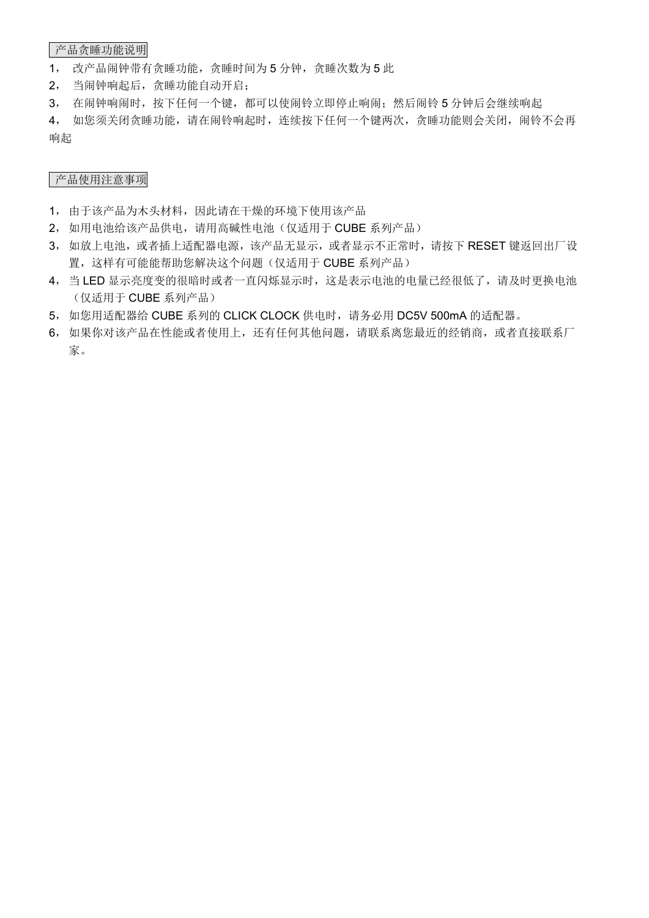## 产品贪睡功能说明

1， 改产品闹钟带有贪睡功能，贪睡时间为 5 分钟，贪睡次数为 5 此
2， 当闹钟响起后，贪睡功能自动开启；
3， 在闹钟响闹时，按下任何一个键，都可以使闹铃立即停止响闹；然后闹铃 5 分钟后会继续响起
4， 如您须关闭贪睡功能，请在闹铃响起时，连续按下任何一个键两次，贪睡功能则会关闭，闹铃不会再响起

## 产品使用注意事项

1， 由于该产品为木头材料，因此请在干燥的环境下使用该产品
2， 如用电池给该产品供电，请用高碱性电池（仅适用于 CUBE 系列产品）
3， 如放上电池，或者插上适配器电源，该产品无显示，或者显示不正常时，请按下 RESET 键返回出厂设置，这样有可能能帮助您解决这个问题（仅适用于 CUBE 系列产品）
4， 当 LED 显示亮度变的很暗时或者一直闪烁显示时，这是表示电池的电量已经很低了，请及时更换电池（仅适用于 CUBE 系列产品）
5， 如您用适配器给 CUBE 系列的 CLICK CLOCK 供电时，请务必用 DC5V 500mA 的适配器。
6， 如果你对该产品在性能或者使用上，还有任何其他问题，请联系离您最近的经销商，或者直接联系厂家。